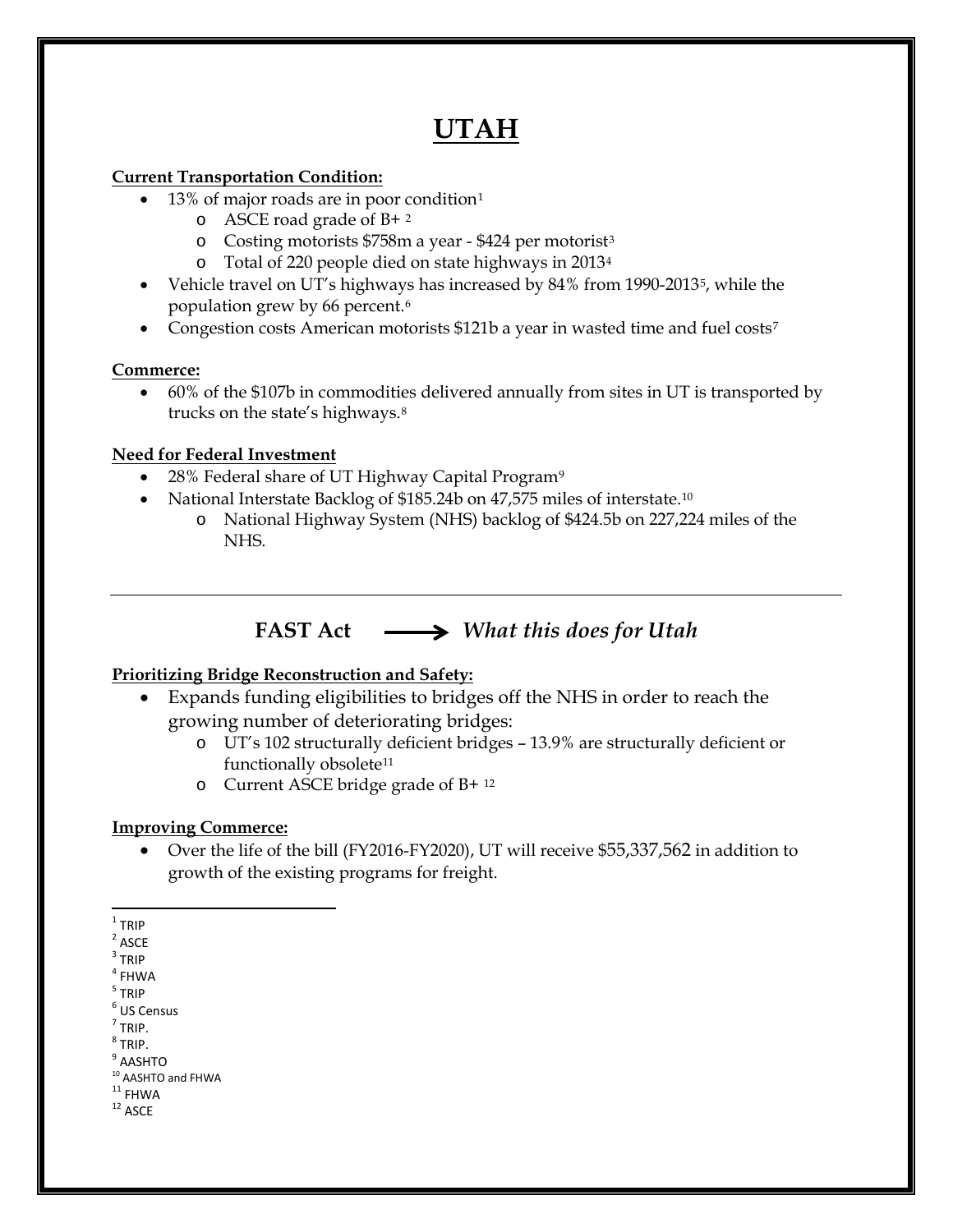# UTAH

**Current Transportation Condition:**

- 13% of major roads are in poor condition[1]
  - ASCE road grade of B+ [2]
  - Costing motorists $758m a year - $424 per motorist[3]
  - Total of 220 people died on state highways in 2013[4]
- Vehicle travel on UT's highways has increased by 84% from 1990-2013[5], while the population grew by 66 percent.[6]
- Congestion costs American motorists $121b a year in wasted time and fuel costs[7]

**Commerce:**

- 60% of the $107b in commodities delivered annually from sites in UT is transported by trucks on the state's highways.[8]

**Need for Federal Investment**

- 28% Federal share of UT Highway Capital Program[9]
- National Interstate Backlog of $185.24b on 47,575 miles of interstate.[10]
  - National Highway System (NHS) backlog of $424.5b on 227,224 miles of the NHS.

---

## FAST Act → *What this does for Utah*

**Prioritizing Bridge Reconstruction and Safety:**

- Expands funding eligibilities to bridges off the NHS in order to reach the growing number of deteriorating bridges:
  - UT's 102 structurally deficient bridges – 13.9% are structurally deficient or functionally obsolete[11]
  - Current ASCE bridge grade of B+ [12]

**Improving Commerce:**

- Over the life of the bill (FY2016-FY2020), UT will receive $55,337,562 in addition to growth of the existing programs for freight.

---

[1] TRIP
[2] ASCE
[3] TRIP
[4] FHWA
[5] TRIP
[6] US Census
[7] TRIP.
[8] TRIP.
[9] AASHTO
[10] AASHTO and FHWA
[11] FHWA
[12] ASCE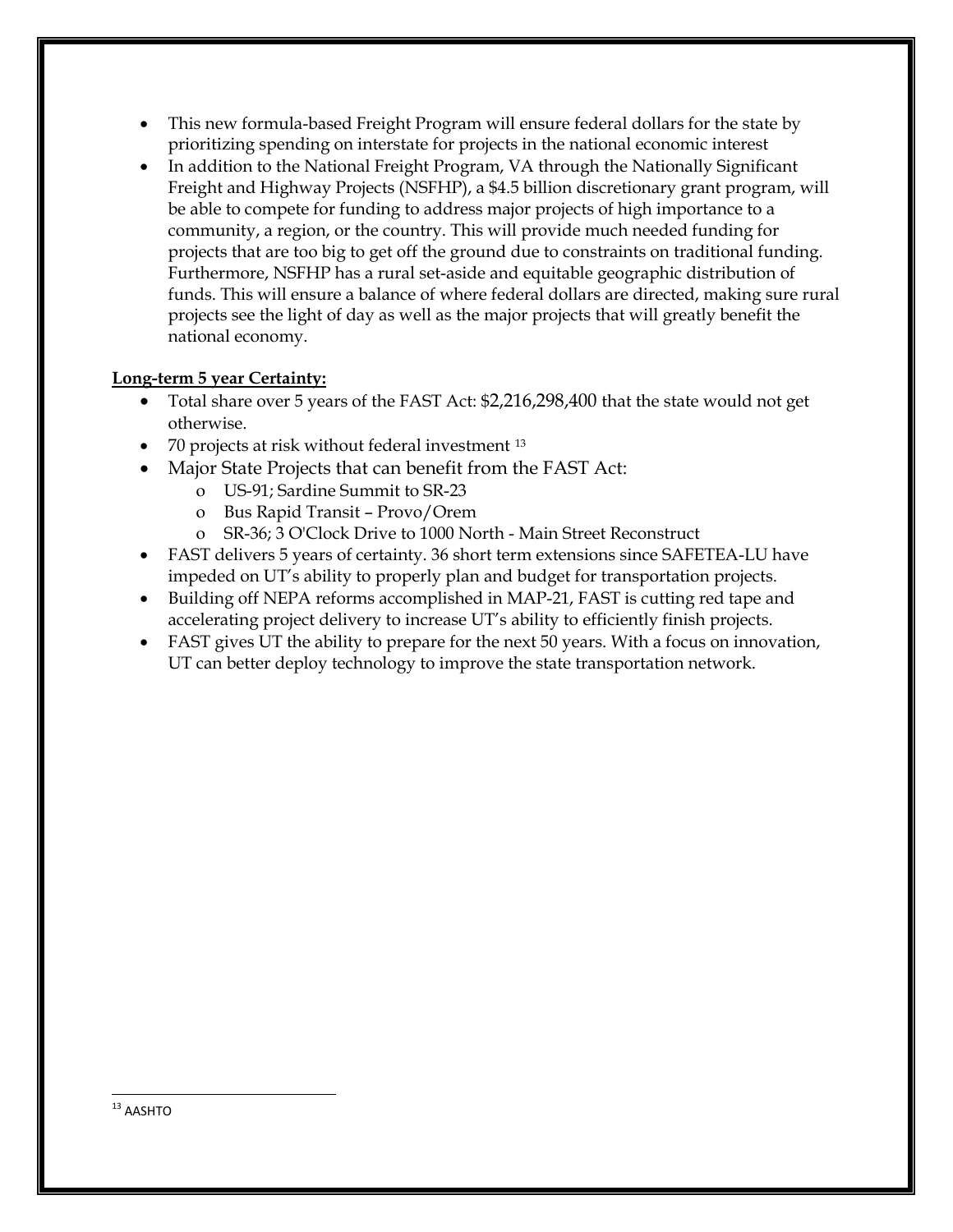- This new formula-based Freight Program will ensure federal dollars for the state by prioritizing spending on interstate for projects in the national economic interest
- In addition to the National Freight Program, VA through the Nationally Significant Freight and Highway Projects (NSFHP), a $4.5 billion discretionary grant program, will be able to compete for funding to address major projects of high importance to a community, a region, or the country. This will provide much needed funding for projects that are too big to get off the ground due to constraints on traditional funding. Furthermore, NSFHP has a rural set-aside and equitable geographic distribution of funds. This will ensure a balance of where federal dollars are directed, making sure rural projects see the light of day as well as the major projects that will greatly benefit the national economy.

**Long-term 5 year Certainty:**

- Total share over 5 years of the FAST Act: $2,216,298,400 that the state would not get otherwise.
- 70 projects at risk without federal investment [13]
- Major State Projects that can benefit from the FAST Act:
    - US-91; Sardine Summit to SR-23
    - Bus Rapid Transit – Provo/Orem
    - SR-36; 3 O'Clock Drive to 1000 North - Main Street Reconstruct
- FAST delivers 5 years of certainty. 36 short term extensions since SAFETEA-LU have impeded on UT's ability to properly plan and budget for transportation projects.
- Building off NEPA reforms accomplished in MAP-21, FAST is cutting red tape and accelerating project delivery to increase UT's ability to efficiently finish projects.
- FAST gives UT the ability to prepare for the next 50 years. With a focus on innovation, UT can better deploy technology to improve the state transportation network.

[13] AASHTO